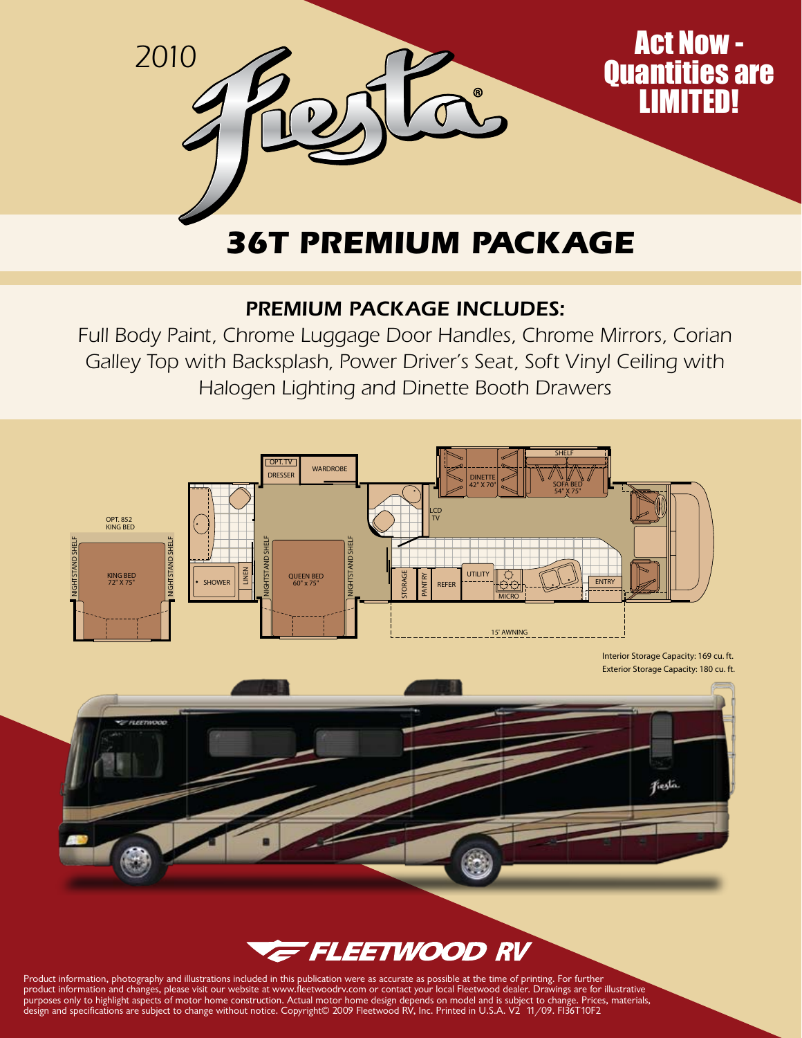2010 Fiesta®

Act Now - Quantities are LIMITED!

# 36T PREMIUM PACKAGE

## PREMIUM PACKAGE INCLUDES:

*Full Body Paint, Chrome Luggage Door Handles, Chrome Mirrors, Corian Galley Top with Backsplash, Power Driver's Seat, Soft Vinyl Ceiling with Halogen Lighting and Dinette Booth Drawers*

OPT. 852 KING BED

NIGHTSTAND SHELF | KING BED 72" X 75" | NIGHTSTAND SHELF

SHOWER | LINEN | NIGHTSTAND SHELF | QUEEN BED 60" x 75" | NIGHTSTAND SHELF

OPT. TV | DRESSER | WARDROBE

LCD TV | DINETTE 42" X 70" | SHELF | SOFA BED 54" X 75"

STORAGE | PANTRY | REFER | UTILITY | MICRO | ENTRY

15' AWNING

Interior Storage Capacity: 169 cu. ft.
Exterior Storage Capacity: 180 cu. ft.

FLEETWOOD RV

Product information, photography and illustrations included in this publication were as accurate as possible at the time of printing. For further product information and changes, please visit our website at www.fleetwoodrv.com or contact your local Fleetwood dealer. Drawings are for illustrative purposes only to highlight aspects of motor home construction. Actual motor home design depends on model and is subject to change. Prices, materials, design and specifications are subject to change without notice. Copyright© 2009 Fleetwood RV, Inc. Printed in U.S.A. V2 11/09. FI36T10F2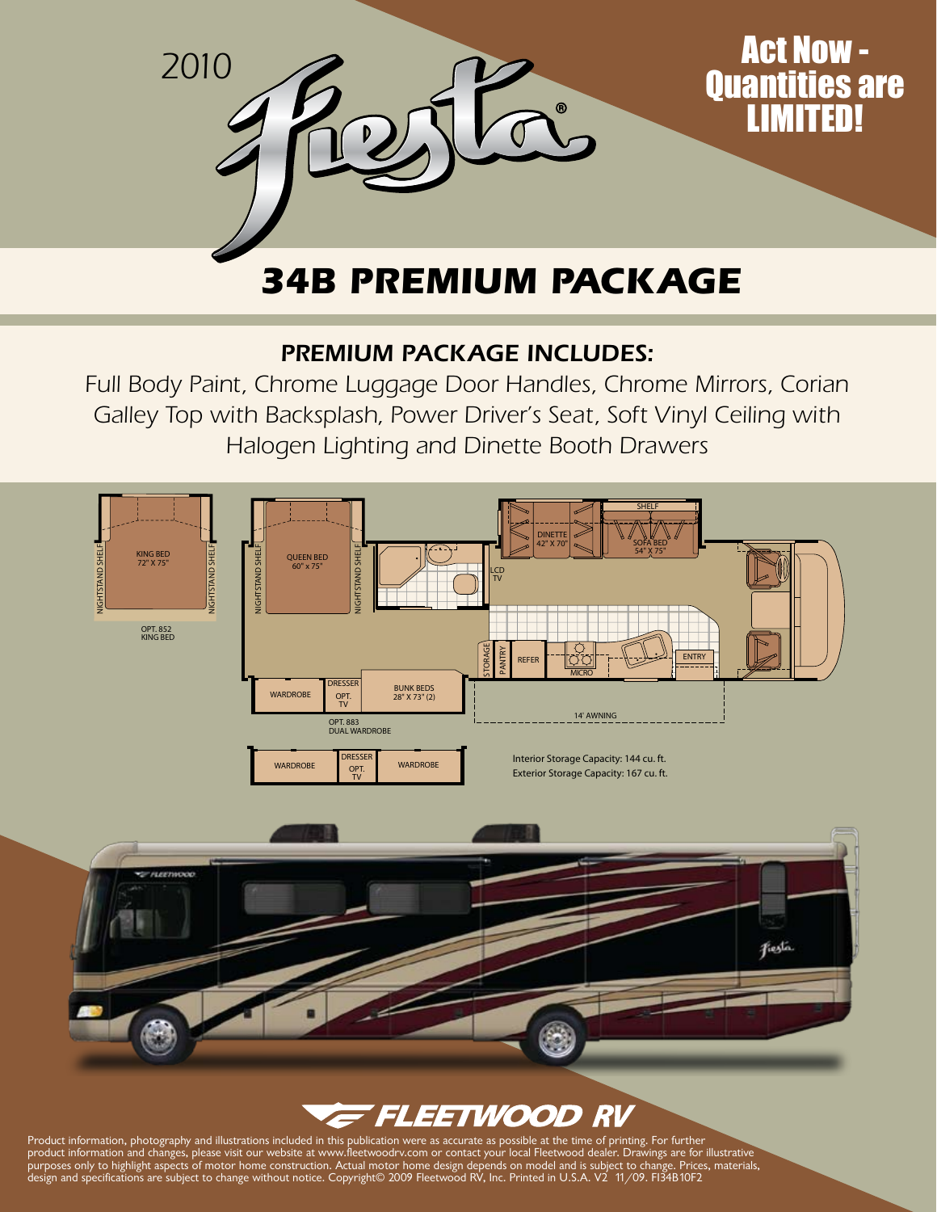2010 Fiesta®

Act Now - Quantities are LIMITED!

# 34B PREMIUM PACKAGE

## PREMIUM PACKAGE INCLUDES:

Full Body Paint, Chrome Luggage Door Handles, Chrome Mirrors, Corian Galley Top with Backsplash, Power Driver's Seat, Soft Vinyl Ceiling with Halogen Lighting and Dinette Booth Drawers

NIGHTSTAND SHELF
KING BED 72" X 75"
NIGHTSTAND SHELF
OPT. 852 KING BED

NIGHTSTAND SHELF
QUEEN BED 60" x 75"
NIGHTSTAND SHELF
LCD TV
SHELF
DINETTE 42" X 70"
SOFA BED 54" X 75"
STORAGE
PANTRY
REFER
MICRO
ENTRY
WARDROBE
DRESSER
OPT. TV
BUNK BEDS 28" X 73" (2)
14' AWNING
OPT. 883 DUAL WARDROBE
WARDROBE
DRESSER
OPT. TV
WARDROBE

Interior Storage Capacity: 144 cu. ft.
Exterior Storage Capacity: 167 cu. ft.

FLEETWOOD RV

Product information, photography and illustrations included in this publication were as accurate as possible at the time of printing. For further product information and changes, please visit our website at www.fleetwoodrv.com or contact your local Fleetwood dealer. Drawings are for illustrative purposes only to highlight aspects of motor home construction. Actual motor home design depends on model and is subject to change. Prices, materials, design and specifications are subject to change without notice. Copyright© 2009 Fleetwood RV, Inc. Printed in U.S.A. V2 11/09. FI34B10F2